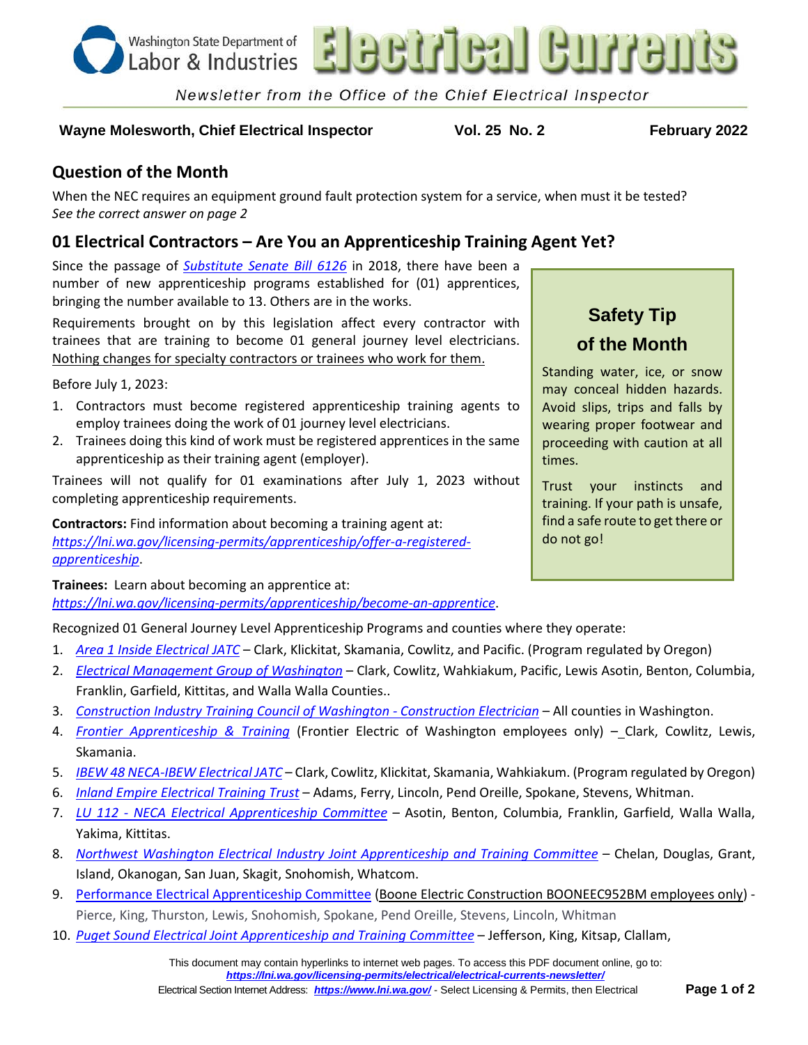# Electrical Currents

Washington State Department of Labor & Industries

*Newsletter from the Office of the Chief Electrical Inspector*

**Wayne Molesworth, Chief Electrical Inspector** **Vol. 25 No. 2** **February 2022**

## Question of the Month

When the NEC requires an equipment ground fault protection system for a service, when must it be tested?
*See the correct answer on page 2*

## 01 Electrical Contractors – Are You an Apprenticeship Training Agent Yet?

Since the passage of *Substitute Senate Bill 6126* in 2018, there have been a number of new apprenticeship programs established for (01) apprentices, bringing the number available to 13. Others are in the works.

Requirements brought on by this legislation affect every contractor with trainees that are training to become 01 general journey level electricians. Nothing changes for specialty contractors or trainees who work for them.

Before July 1, 2023:

1. Contractors must become registered apprenticeship training agents to employ trainees doing the work of 01 journey level electricians.
2. Trainees doing this kind of work must be registered apprentices in the same apprenticeship as their training agent (employer).

Trainees will not qualify for 01 examinations after July 1, 2023 without completing apprenticeship requirements.

**Contractors:** Find information about becoming a training agent at: *https://lni.wa.gov/licensing-permits/apprenticeship/offer-a-registered-apprenticeship*.

**Trainees:** Learn about becoming an apprentice at: *https://lni.wa.gov/licensing-permits/apprenticeship/become-an-apprentice*.

### Safety Tip of the Month

Standing water, ice, or snow may conceal hidden hazards. Avoid slips, trips and falls by wearing proper footwear and proceeding with caution at all times.

Trust your instincts and training. If your path is unsafe, find a safe route to get there or do not go!

Recognized 01 General Journey Level Apprenticeship Programs and counties where they operate:

1. *Area 1 Inside Electrical JATC* – Clark, Klickitat, Skamania, Cowlitz, and Pacific. (Program regulated by Oregon)
2. *Electrical Management Group of Washington* – Clark, Cowlitz, Wahkiakum, Pacific, Lewis Asotin, Benton, Columbia, Franklin, Garfield, Kittitas, and Walla Walla Counties..
3. *Construction Industry Training Council of Washington - Construction Electrician* – All counties in Washington.
4. *Frontier Apprenticeship & Training* (Frontier Electric of Washington employees only) – Clark, Cowlitz, Lewis, Skamania.
5. *IBEW 48 NECA-IBEW Electrical JATC* – Clark, Cowlitz, Klickitat, Skamania, Wahkiakum. (Program regulated by Oregon)
6. *Inland Empire Electrical Training Trust* – Adams, Ferry, Lincoln, Pend Oreille, Spokane, Stevens, Whitman.
7. *LU 112 - NECA Electrical Apprenticeship Committee* – Asotin, Benton, Columbia, Franklin, Garfield, Walla Walla, Yakima, Kittitas.
8. *Northwest Washington Electrical Industry Joint Apprenticeship and Training Committee* – Chelan, Douglas, Grant, Island, Okanogan, San Juan, Skagit, Snohomish, Whatcom.
9. Performance Electrical Apprenticeship Committee (Boone Electric Construction BOONEEC952BM employees only) - Pierce, King, Thurston, Lewis, Snohomish, Spokane, Pend Oreille, Stevens, Lincoln, Whitman
10. *Puget Sound Electrical Joint Apprenticeship and Training Committee* – Jefferson, King, Kitsap, Clallam,

This document may contain hyperlinks to internet web pages. To access this PDF document online, go to: ***https://lni.wa.gov/licensing-permits/electrical/electrical-currents-newsletter/***
Electrical Section Internet Address: ***https://www.lni.wa.gov/*** - Select Licensing & Permits, then Electrical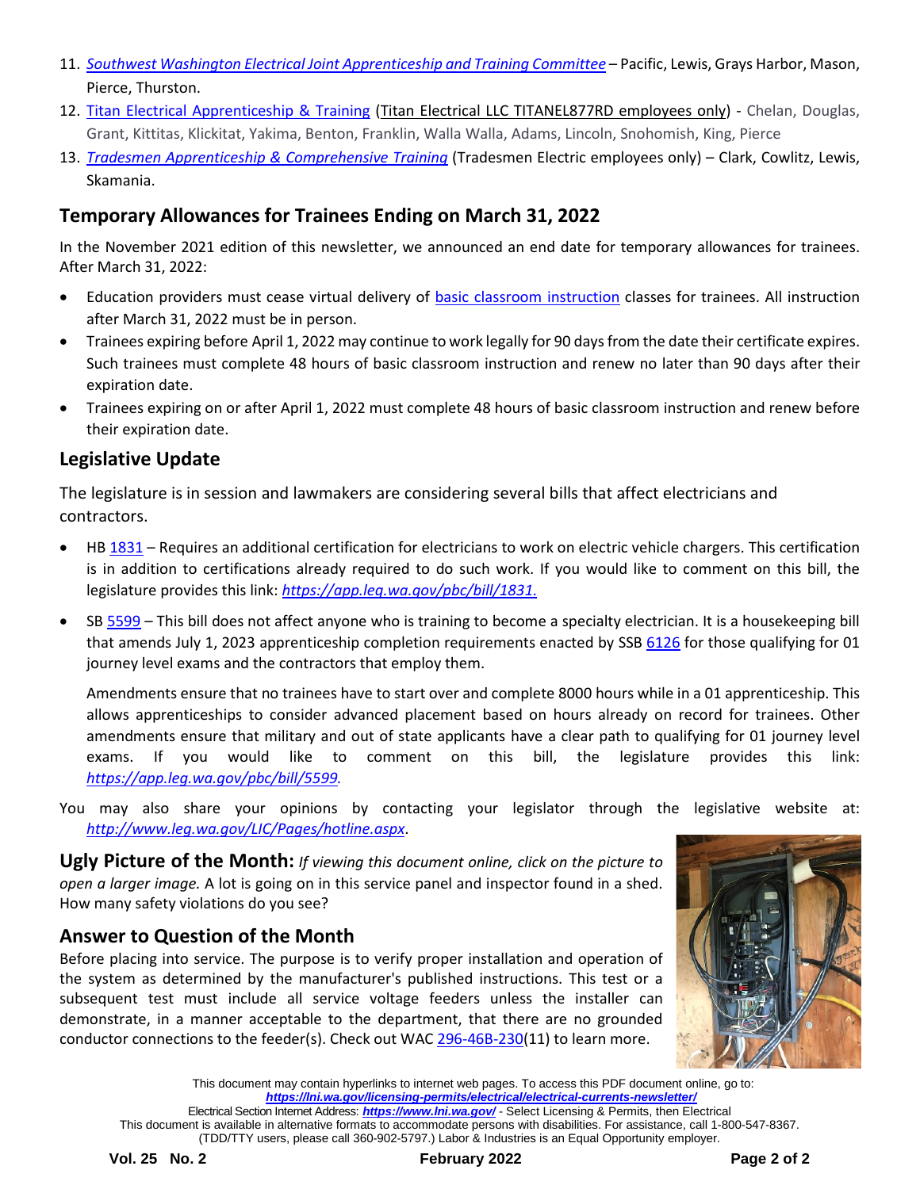11. *Southwest Washington Electrical Joint Apprenticeship and Training Committee* – Pacific, Lewis, Grays Harbor, Mason, Pierce, Thurston.
12. Titan Electrical Apprenticeship & Training (Titan Electrical LLC TITANEL877RD employees only) - Chelan, Douglas, Grant, Kittitas, Klickitat, Yakima, Benton, Franklin, Walla Walla, Adams, Lincoln, Snohomish, King, Pierce
13. *Tradesmen Apprenticeship & Comprehensive Training* (Tradesmen Electric employees only) – Clark, Cowlitz, Lewis, Skamania.

## Temporary Allowances for Trainees Ending on March 31, 2022

In the November 2021 edition of this newsletter, we announced an end date for temporary allowances for trainees. After March 31, 2022:

- Education providers must cease virtual delivery of basic classroom instruction classes for trainees. All instruction after March 31, 2022 must be in person.
- Trainees expiring before April 1, 2022 may continue to work legally for 90 days from the date their certificate expires. Such trainees must complete 48 hours of basic classroom instruction and renew no later than 90 days after their expiration date.
- Trainees expiring on or after April 1, 2022 must complete 48 hours of basic classroom instruction and renew before their expiration date.

## Legislative Update

The legislature is in session and lawmakers are considering several bills that affect electricians and contractors.

- HB 1831 – Requires an additional certification for electricians to work on electric vehicle chargers. This certification is in addition to certifications already required to do such work. If you would like to comment on this bill, the legislature provides this link: *https://app.leg.wa.gov/pbc/bill/1831.*
- SB 5599 – This bill does not affect anyone who is training to become a specialty electrician. It is a housekeeping bill that amends July 1, 2023 apprenticeship completion requirements enacted by SSB 6126 for those qualifying for 01 journey level exams and the contractors that employ them.

  Amendments ensure that no trainees have to start over and complete 8000 hours while in a 01 apprenticeship. This allows apprenticeships to consider advanced placement based on hours already on record for trainees. Other amendments ensure that military and out of state applicants have a clear path to qualifying for 01 journey level exams. If you would like to comment on this bill, the legislature provides this link: *https://app.leg.wa.gov/pbc/bill/5599.*

You may also share your opinions by contacting your legislator through the legislative website at: *http://www.leg.wa.gov/LIC/Pages/hotline.aspx*.

## Ugly Picture of the Month:

*If viewing this document online, click on the picture to open a larger image.* A lot is going on in this service panel and inspector found in a shed. How many safety violations do you see?

## Answer to Question of the Month

Before placing into service. The purpose is to verify proper installation and operation of the system as determined by the manufacturer's published instructions. This test or a subsequent test must include all service voltage feeders unless the installer can demonstrate, in a manner acceptable to the department, that there are no grounded conductor connections to the feeder(s). Check out WAC 296-46B-230(11) to learn more.

This document may contain hyperlinks to internet web pages. To access this PDF document online, go to: ***https://lni.wa.gov/licensing-permits/electrical/electrical-currents-newsletter/***
Electrical Section Internet Address: ***https://www.lni.wa.gov/*** - Select Licensing & Permits, then Electrical
This document is available in alternative formats to accommodate persons with disabilities. For assistance, call 1-800-547-8367. (TDD/TTY users, please call 360-902-5797.) Labor & Industries is an Equal Opportunity employer.